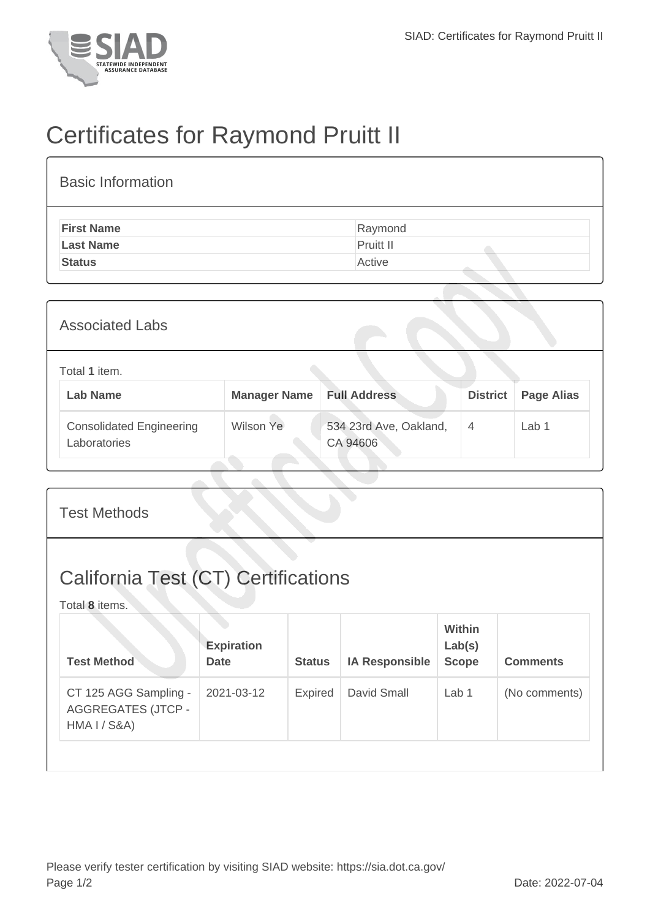# Certificates for Raymond Pruitt II

## Basic Information

| First Name | Raymond |
|---|---|
| Last Name | Pruitt II |
| Status | Active |

## Associated Labs

Total **1** item.

| Lab Name | Manager Name | Full Address | District | Page Alias |
|---|---|---|---|---|
| Consolidated Engineering Laboratories | Wilson Ye | 534 23rd Ave, Oakland, CA 94606 | 4 | Lab 1 |

## Test Methods

## California Test (CT) Certifications

Total **8** items.

| Test Method | Expiration Date | Status | IA Responsible | Within Lab(s) Scope | Comments |
|---|---|---|---|---|---|
| CT 125 AGG Sampling - AGGREGATES (JTCP - HMA I / S&A) | 2021-03-12 | Expired | David Small | Lab 1 | (No comments) |

Please verify tester certification by visiting SIAD website: https://sia.dot.ca.gov/

Date: 2022-07-04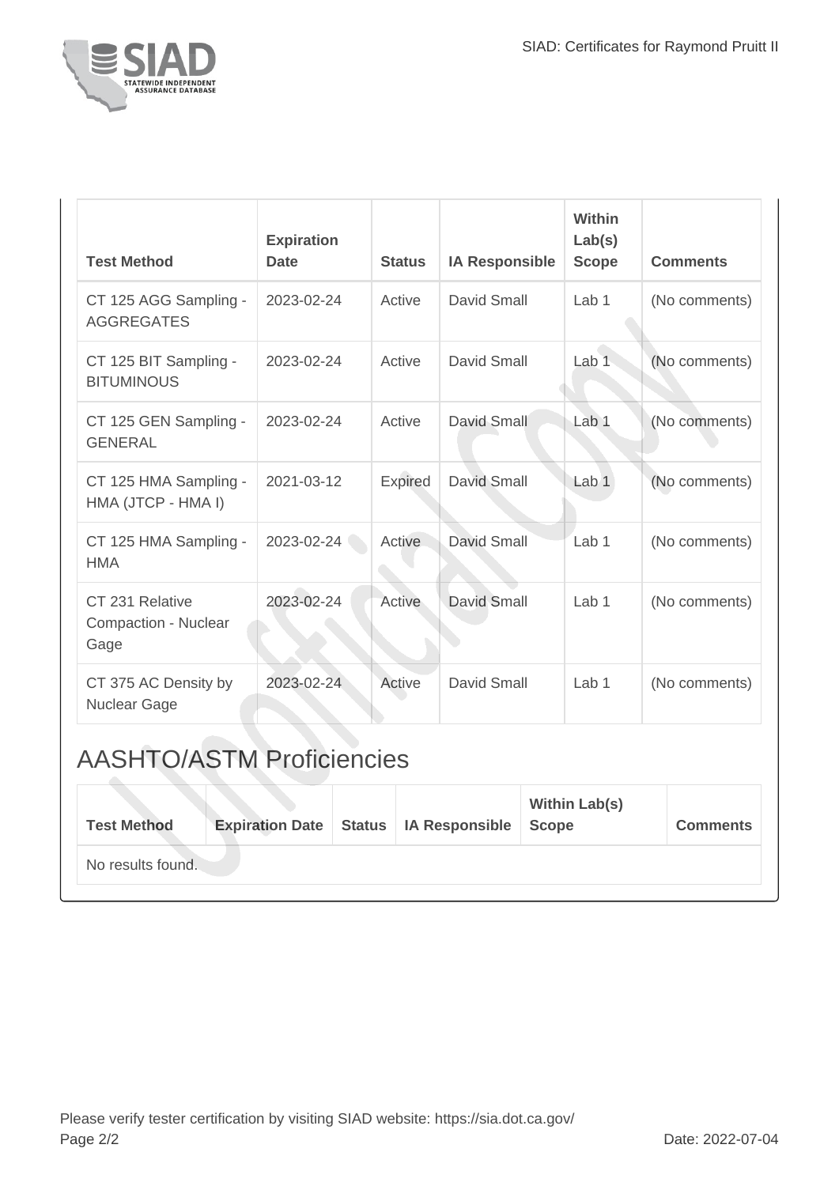| Test Method | Expiration Date | Status | IA Responsible | Within Lab(s) Scope | Comments |
| --- | --- | --- | --- | --- | --- |
| CT 125 AGG Sampling - AGGREGATES | 2023-02-24 | Active | David Small | Lab 1 | (No comments) |
| CT 125 BIT Sampling - BITUMINOUS | 2023-02-24 | Active | David Small | Lab 1 | (No comments) |
| CT 125 GEN Sampling - GENERAL | 2023-02-24 | Active | David Small | Lab 1 | (No comments) |
| CT 125 HMA Sampling - HMA (JTCP - HMA I) | 2021-03-12 | Expired | David Small | Lab 1 | (No comments) |
| CT 125 HMA Sampling - HMA | 2023-02-24 | Active | David Small | Lab 1 | (No comments) |
| CT 231 Relative Compaction - Nuclear Gage | 2023-02-24 | Active | David Small | Lab 1 | (No comments) |
| CT 375 AC Density by Nuclear Gage | 2023-02-24 | Active | David Small | Lab 1 | (No comments) |

## AASHTO/ASTM Proficiencies

| Test Method | Expiration Date | Status | IA Responsible | Within Lab(s) Scope | Comments |
| --- | --- | --- | --- | --- | --- |
| No results found. | | | | | |

Please verify tester certification by visiting SIAD website: https://sia.dot.ca.gov/

Date: 2022-07-04